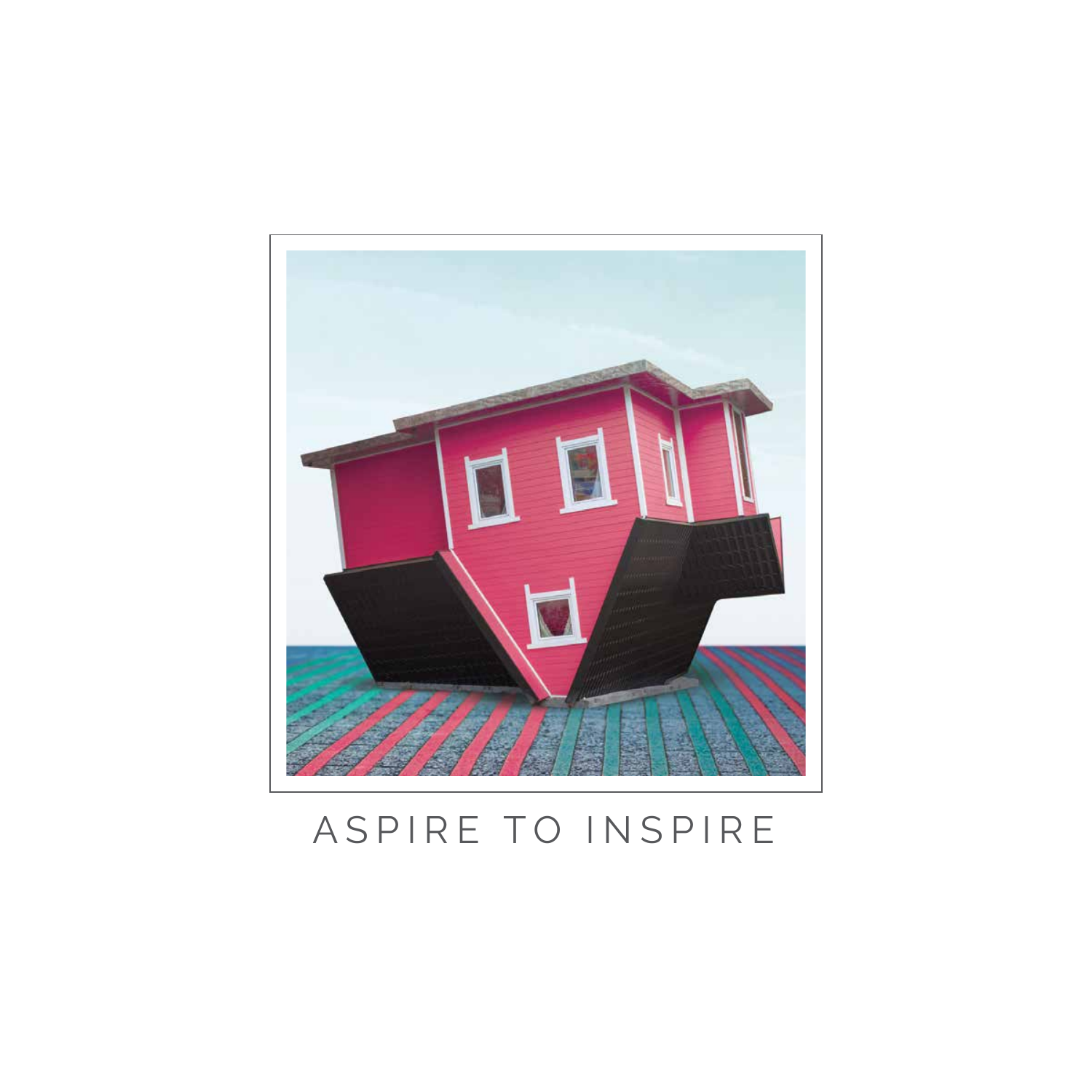ASPIRE TO INSPIRE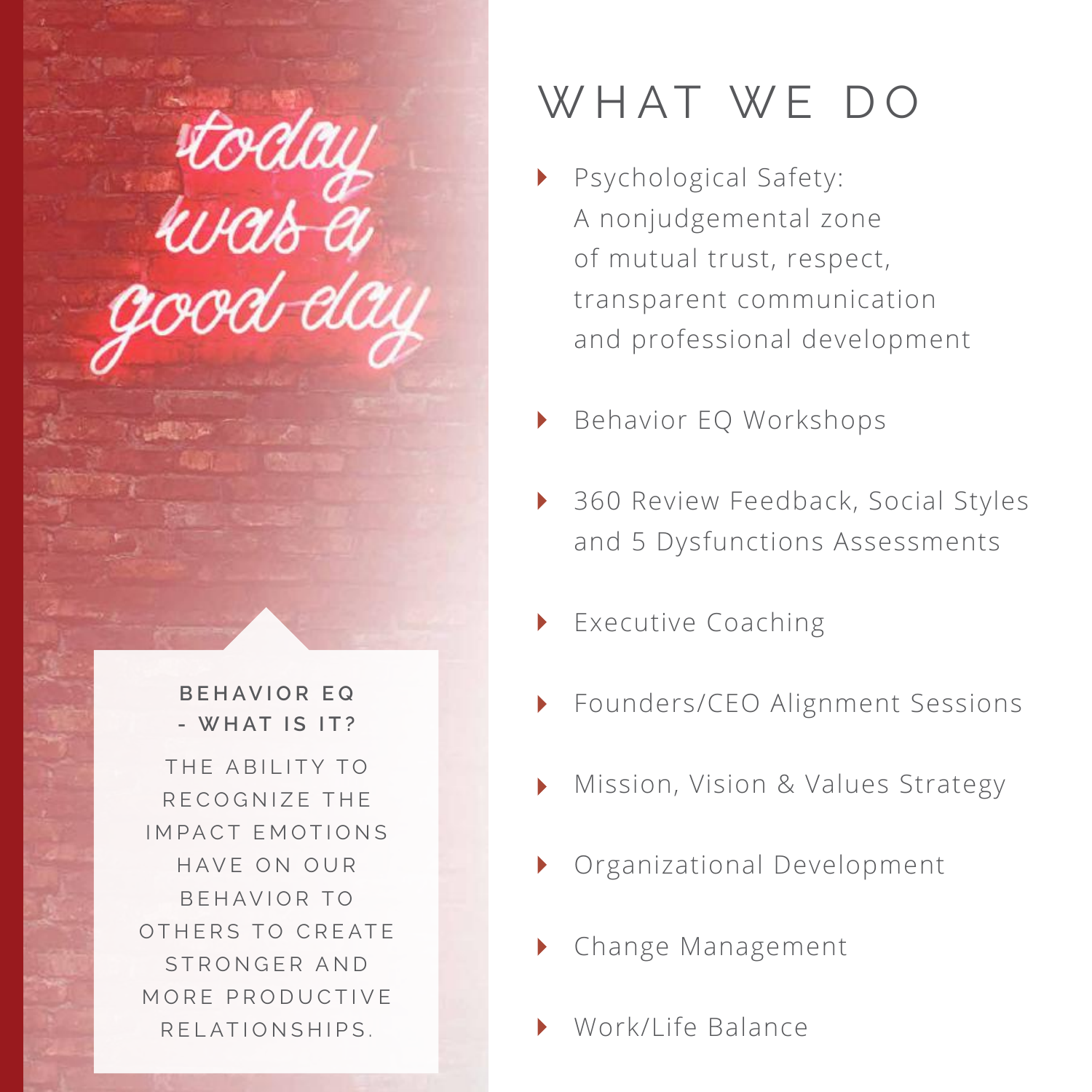## BEHAVIOR EQ - WHAT IS IT?

THE ABILITY TO RECOGNIZE THE IMPACT EMOTIONS HAVE ON OUR BEHAVIOR TO OTHERS TO CREATE STRONGER AND MORE PRODUCTIVE RELATIONSHIPS.

# WHAT WE DO

- Psychological Safety: A nonjudgemental zone of mutual trust, respect, transparent communication and professional development
- Behavior EQ Workshops
- 360 Review Feedback, Social Styles and 5 Dysfunctions Assessments
- Executive Coaching
- Founders/CEO Alignment Sessions
- Mission, Vision & Values Strategy
- Organizational Development
- Change Management
- Work/Life Balance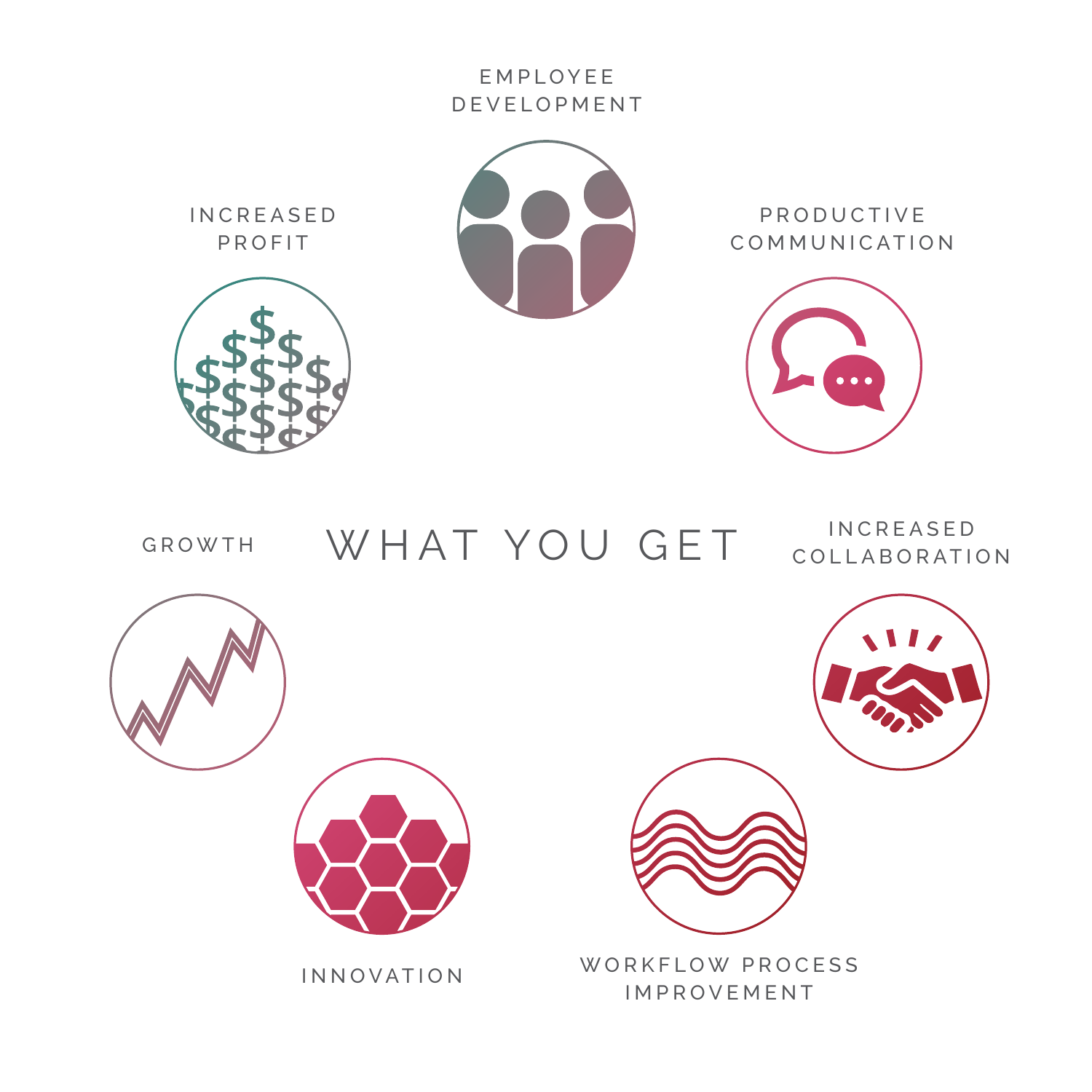# WHAT YOU GET

- EMPLOYEE DEVELOPMENT
- PRODUCTIVE COMMUNICATION
- INCREASED COLLABORATION
- WORKFLOW PROCESS IMPROVEMENT
- INNOVATION
- GROWTH
- INCREASED PROFIT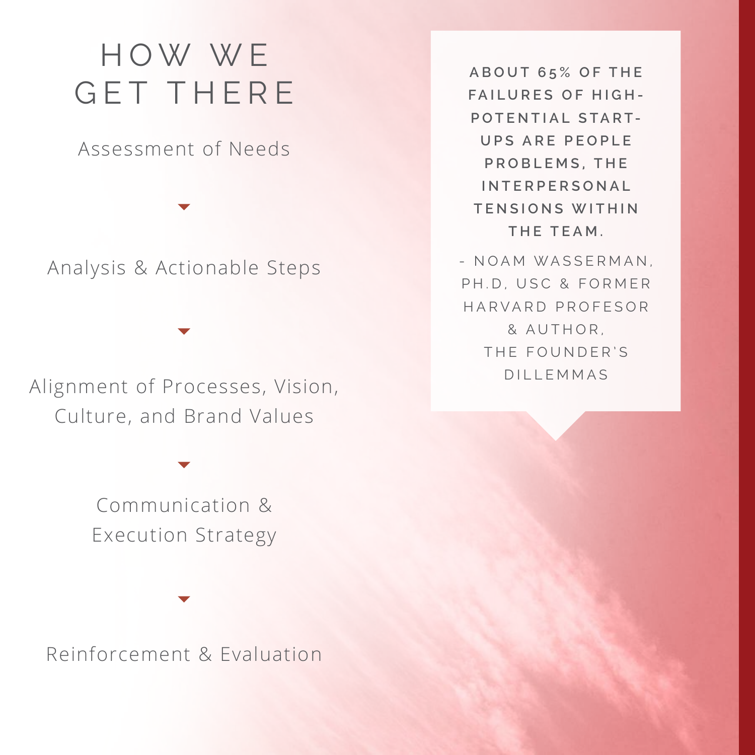# HOW WE GET THERE

Assessment of Needs

▼

Analysis & Actionable Steps

▼

Alignment of Processes, Vision, Culture, and Brand Values

▼

Communication & Execution Strategy

▼

Reinforcement & Evaluation

**ABOUT 65% OF THE FAILURES OF HIGH-POTENTIAL START-UPS ARE PEOPLE PROBLEMS, THE INTERPERSONAL TENSIONS WITHIN THE TEAM.**

- NOAM WASSERMAN, PH.D, USC & FORMER HARVARD PROFESOR & AUTHOR, THE FOUNDER'S DILLEMMAS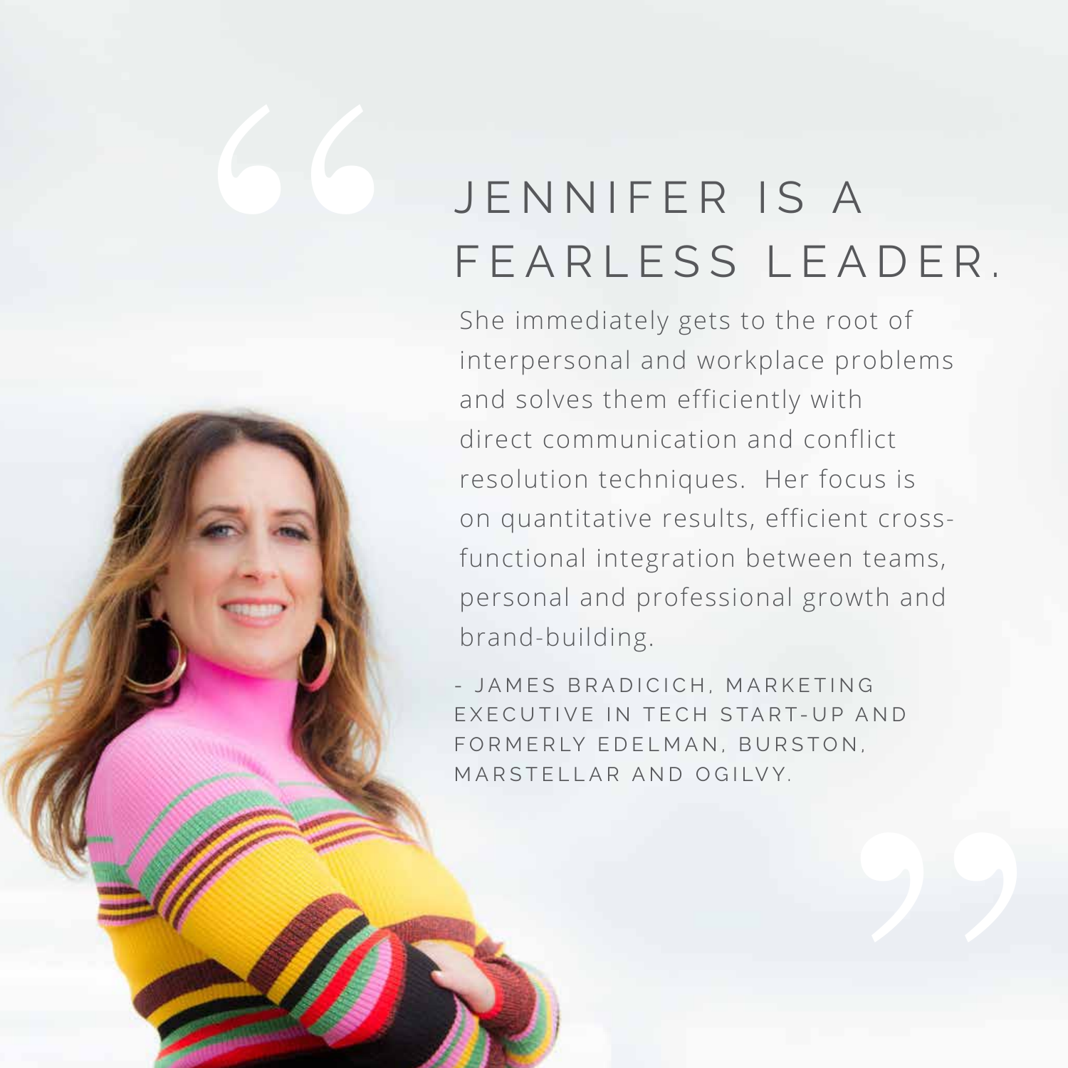# JENNIFER IS A FEARLESS LEADER.

She immediately gets to the root of interpersonal and workplace problems and solves them efficiently with direct communication and conflict resolution techniques.  Her focus is on quantitative results, efficient cross-functional integration between teams, personal and professional growth and brand-building.

- JAMES BRADICICH, MARKETING EXECUTIVE IN TECH START-UP AND FORMERLY EDELMAN, BURSTON, MARSTELLAR AND OGILVY.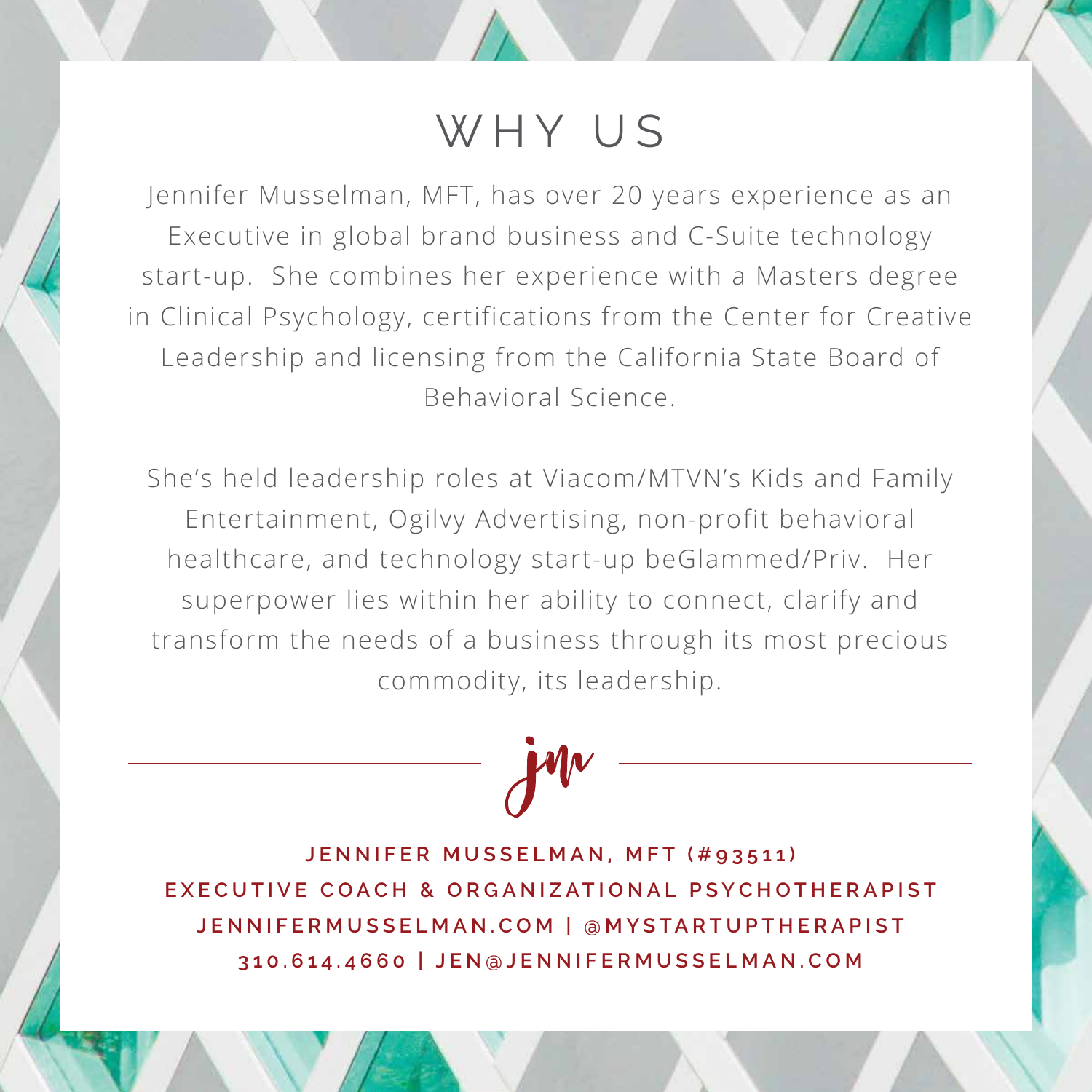# WHY US

Jennifer Musselman, MFT, has over 20 years experience as an Executive in global brand business and C-Suite technology start-up. She combines her experience with a Masters degree in Clinical Psychology, certifications from the Center for Creative Leadership and licensing from the California State Board of Behavioral Science.

She's held leadership roles at Viacom/MTVN's Kids and Family Entertainment, Ogilvy Advertising, non-profit behavioral healthcare, and technology start-up beGlammed/Priv. Her superpower lies within her ability to connect, clarify and transform the needs of a business through its most precious commodity, its leadership.

jm

**JENNIFER MUSSELMAN, MFT (#93511)**
**EXECUTIVE COACH & ORGANIZATIONAL PSYCHOTHERAPIST**
**JENNIFERMUSSELMAN.COM | @MYSTARTUPTHERAPIST**
**310.614.4660 | JEN@JENNIFERMUSSELMAN.COM**